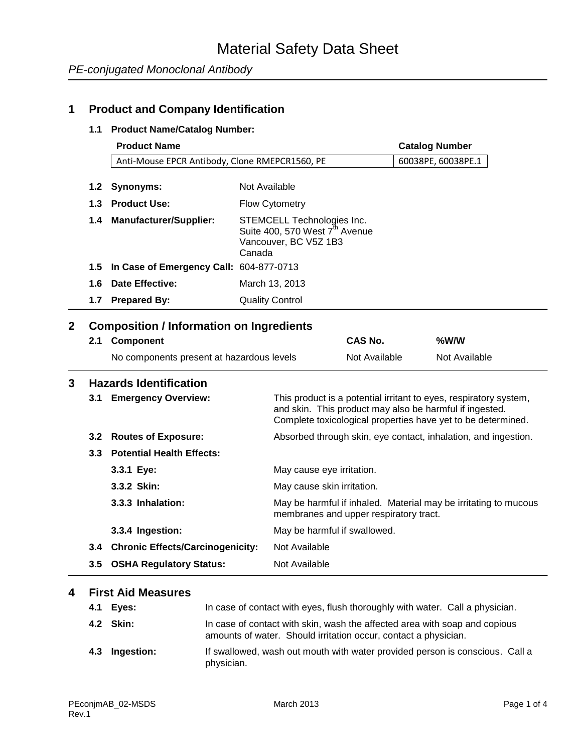# Material Safety Data Sheet

*PE-conjugated Monoclonal Antibody*

## 1 Product and Company Identification

### 1.1 Product Name/Catalog Number:

| Product Name | Catalog Number |
|---|---|
| Anti-Mouse EPCR Antibody, Clone RMEPCR1560, PE | 60038PE, 60038PE.1 |

**1.2 Synonyms:** Not Available

**1.3 Product Use:** Flow Cytometry

**1.4 Manufacturer/Supplier:** STEMCELL Technologies Inc.
Suite 400, 570 West 7th Avenue
Vancouver, BC V5Z 1B3
Canada

**1.5 In Case of Emergency Call:** 604-877-0713

**1.6 Date Effective:** March 13, 2013

**1.7 Prepared By:** Quality Control

## 2 Composition / Information on Ingredients

### 2.1 Component

| Component | CAS No. | %W/W |
|---|---|---|
| No components present at hazardous levels | Not Available | Not Available |

## 3 Hazards Identification

**3.1 Emergency Overview:** This product is a potential irritant to eyes, respiratory system, and skin. This product may also be harmful if ingested. Complete toxicological properties have yet to be determined.

**3.2 Routes of Exposure:** Absorbed through skin, eye contact, inhalation, and ingestion.

**3.3 Potential Health Effects:**

- **3.3.1 Eye:** May cause eye irritation.
- **3.3.2 Skin:** May cause skin irritation.
- **3.3.3 Inhalation:** May be harmful if inhaled. Material may be irritating to mucous membranes and upper respiratory tract.
- **3.3.4 Ingestion:** May be harmful if swallowed.

**3.4 Chronic Effects/Carcinogenicity:** Not Available

**3.5 OSHA Regulatory Status:** Not Available

## 4 First Aid Measures

**4.1 Eyes:** In case of contact with eyes, flush thoroughly with water. Call a physician.

**4.2 Skin:** In case of contact with skin, wash the affected area with soap and copious amounts of water. Should irritation occur, contact a physician.

**4.3 Ingestion:** If swallowed, wash out mouth with water provided person is conscious. Call a physician.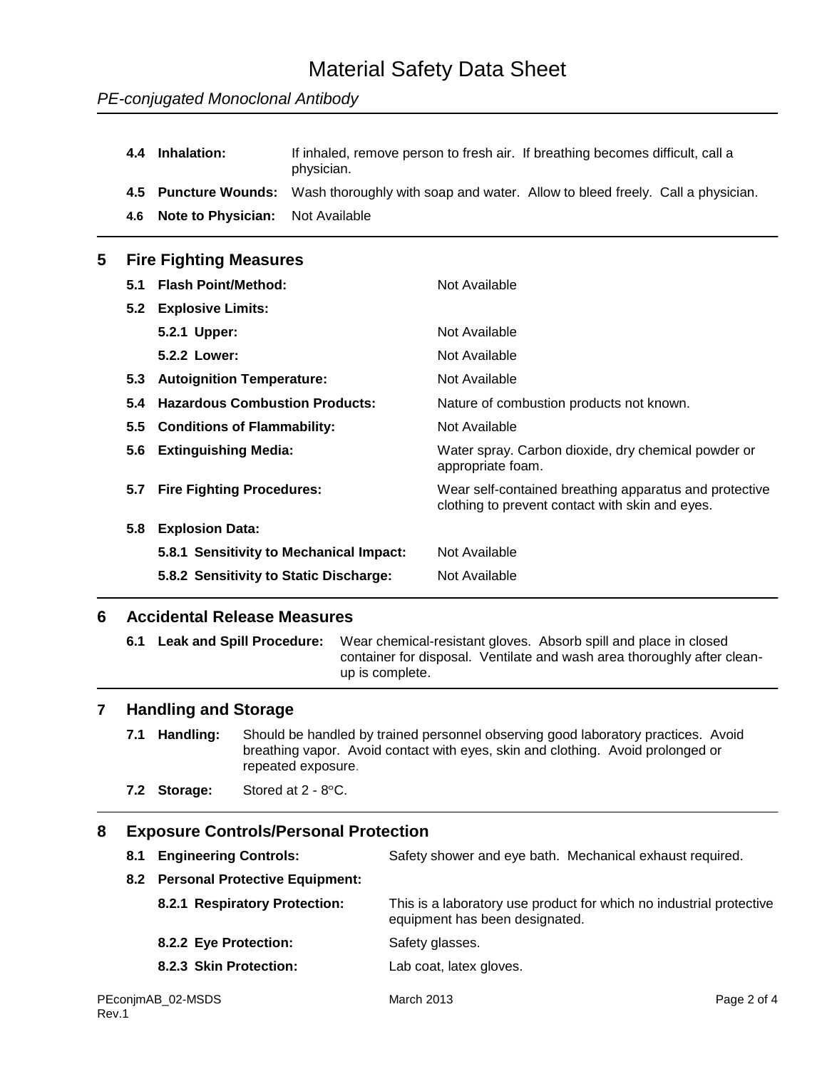**4.4 Inhalation:** If inhaled, remove person to fresh air. If breathing becomes difficult, call a physician.

**4.5 Puncture Wounds:** Wash thoroughly with soap and water. Allow to bleed freely. Call a physician.

**4.6 Note to Physician:** Not Available

## 5 Fire Fighting Measures

**5.1 Flash Point/Method:** Not Available

**5.2 Explosive Limits:**

**5.2.1 Upper:** Not Available

**5.2.2 Lower:** Not Available

**5.3 Autoignition Temperature:** Not Available

**5.4 Hazardous Combustion Products:** Nature of combustion products not known.

**5.5 Conditions of Flammability:** Not Available

**5.6 Extinguishing Media:** Water spray. Carbon dioxide, dry chemical powder or appropriate foam.

**5.7 Fire Fighting Procedures:** Wear self-contained breathing apparatus and protective clothing to prevent contact with skin and eyes.

**5.8 Explosion Data:**

**5.8.1 Sensitivity to Mechanical Impact:** Not Available

**5.8.2 Sensitivity to Static Discharge:** Not Available

## 6 Accidental Release Measures

**6.1 Leak and Spill Procedure:** Wear chemical-resistant gloves. Absorb spill and place in closed container for disposal. Ventilate and wash area thoroughly after clean-up is complete.

## 7 Handling and Storage

**7.1 Handling:** Should be handled by trained personnel observing good laboratory practices. Avoid breathing vapor. Avoid contact with eyes, skin and clothing. Avoid prolonged or repeated exposure.

**7.2 Storage:** Stored at 2 - 8°C.

## 8 Exposure Controls/Personal Protection

**8.1 Engineering Controls:** Safety shower and eye bath. Mechanical exhaust required.

**8.2 Personal Protective Equipment:**

**8.2.1 Respiratory Protection:** This is a laboratory use product for which no industrial protective equipment has been designated.

**8.2.2 Eye Protection:** Safety glasses.

**8.2.3 Skin Protection:** Lab coat, latex gloves.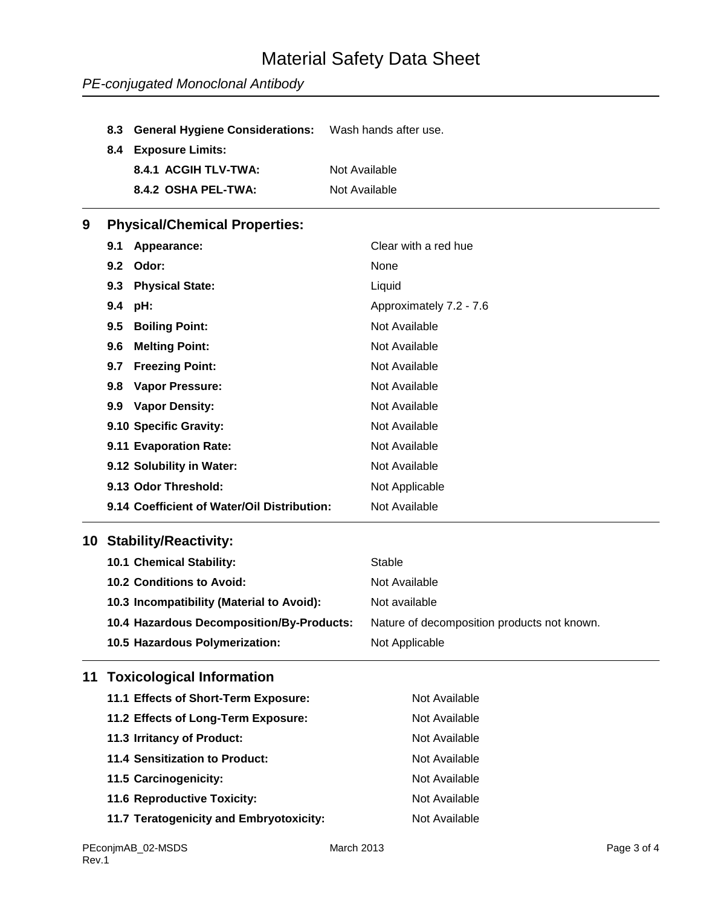**8.3 General Hygiene Considerations:** Wash hands after use.

**8.4 Exposure Limits:**

**8.4.1 ACGIH TLV-TWA:** Not Available

**8.4.2 OSHA PEL-TWA:** Not Available

## 9 Physical/Chemical Properties:

| | |
|---|---|
| **9.1 Appearance:** | Clear with a red hue |
| **9.2 Odor:** | None |
| **9.3 Physical State:** | Liquid |
| **9.4 pH:** | Approximately 7.2 - 7.6 |
| **9.5 Boiling Point:** | Not Available |
| **9.6 Melting Point:** | Not Available |
| **9.7 Freezing Point:** | Not Available |
| **9.8 Vapor Pressure:** | Not Available |
| **9.9 Vapor Density:** | Not Available |
| **9.10 Specific Gravity:** | Not Available |
| **9.11 Evaporation Rate:** | Not Available |
| **9.12 Solubility in Water:** | Not Available |
| **9.13 Odor Threshold:** | Not Applicable |
| **9.14 Coefficient of Water/Oil Distribution:** | Not Available |

## 10 Stability/Reactivity:

| | |
|---|---|
| **10.1 Chemical Stability:** | Stable |
| **10.2 Conditions to Avoid:** | Not Available |
| **10.3 Incompatibility (Material to Avoid):** | Not available |
| **10.4 Hazardous Decomposition/By-Products:** | Nature of decomposition products not known. |
| **10.5 Hazardous Polymerization:** | Not Applicable |

## 11 Toxicological Information

| | |
|---|---|
| **11.1 Effects of Short-Term Exposure:** | Not Available |
| **11.2 Effects of Long-Term Exposure:** | Not Available |
| **11.3 Irritancy of Product:** | Not Available |
| **11.4 Sensitization to Product:** | Not Available |
| **11.5 Carcinogenicity:** | Not Available |
| **11.6 Reproductive Toxicity:** | Not Available |
| **11.7 Teratogenicity and Embryotoxicity:** | Not Available |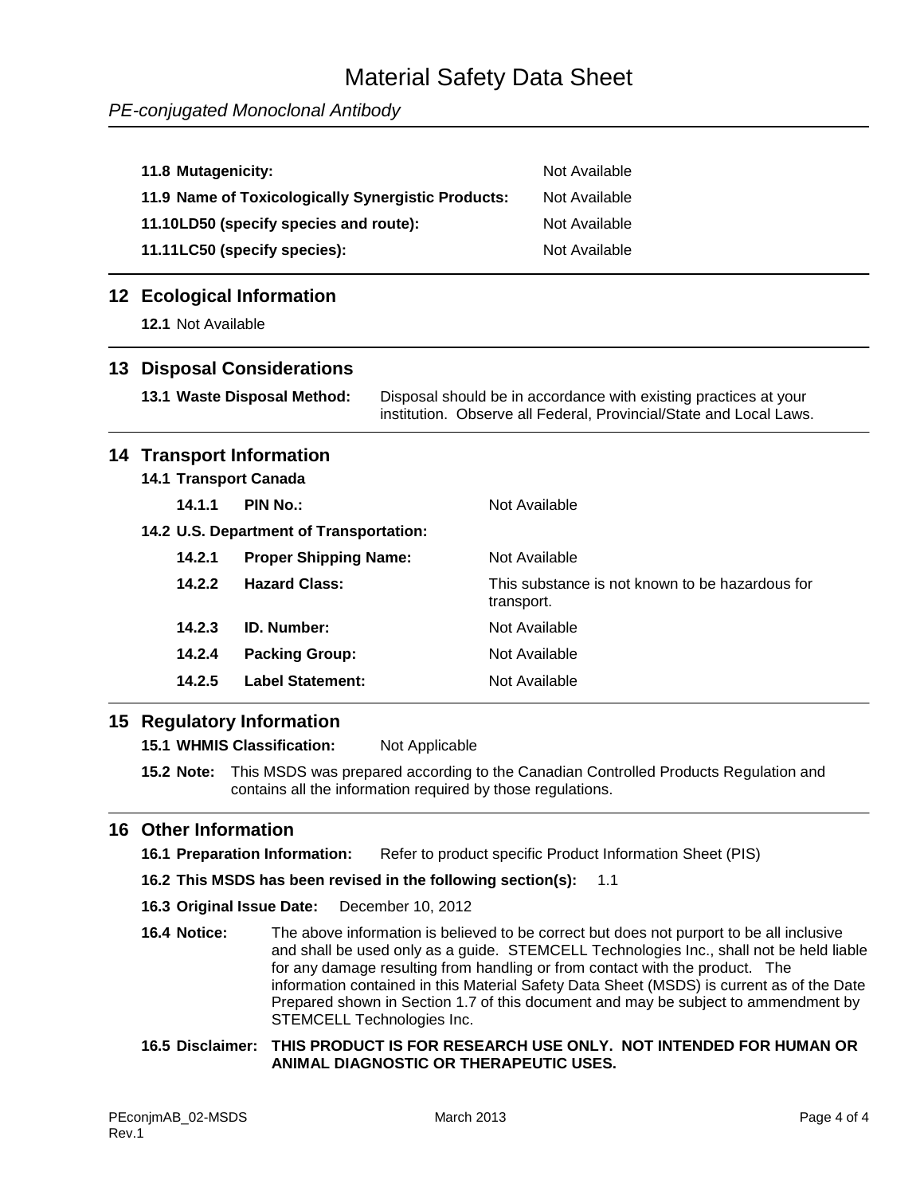**11.8 Mutagenicity:** Not Available

**11.9 Name of Toxicologically Synergistic Products:** Not Available

**11.10LD50 (specify species and route):** Not Available

**11.11LC50 (specify species):** Not Available

## 12 Ecological Information

**12.1** Not Available

## 13 Disposal Considerations

**13.1 Waste Disposal Method:** Disposal should be in accordance with existing practices at your institution. Observe all Federal, Provincial/State and Local Laws.

## 14 Transport Information

**14.1 Transport Canada**

**14.1.1 PIN No.:** Not Available

**14.2 U.S. Department of Transportation:**

**14.2.1 Proper Shipping Name:** Not Available

**14.2.2 Hazard Class:** This substance is not known to be hazardous for transport.

**14.2.3 ID. Number:** Not Available

**14.2.4 Packing Group:** Not Available

**14.2.5 Label Statement:** Not Available

## 15 Regulatory Information

**15.1 WHMIS Classification:** Not Applicable

**15.2 Note:** This MSDS was prepared according to the Canadian Controlled Products Regulation and contains all the information required by those regulations.

## 16 Other Information

**16.1 Preparation Information:** Refer to product specific Product Information Sheet (PIS)

**16.2 This MSDS has been revised in the following section(s):** 1.1

**16.3 Original Issue Date:** December 10, 2012

**16.4 Notice:** The above information is believed to be correct but does not purport to be all inclusive and shall be used only as a guide. STEMCELL Technologies Inc., shall not be held liable for any damage resulting from handling or from contact with the product. The information contained in this Material Safety Data Sheet (MSDS) is current as of the Date Prepared shown in Section 1.7 of this document and may be subject to ammendment by STEMCELL Technologies Inc.

**16.5 Disclaimer: THIS PRODUCT IS FOR RESEARCH USE ONLY. NOT INTENDED FOR HUMAN OR ANIMAL DIAGNOSTIC OR THERAPEUTIC USES.**